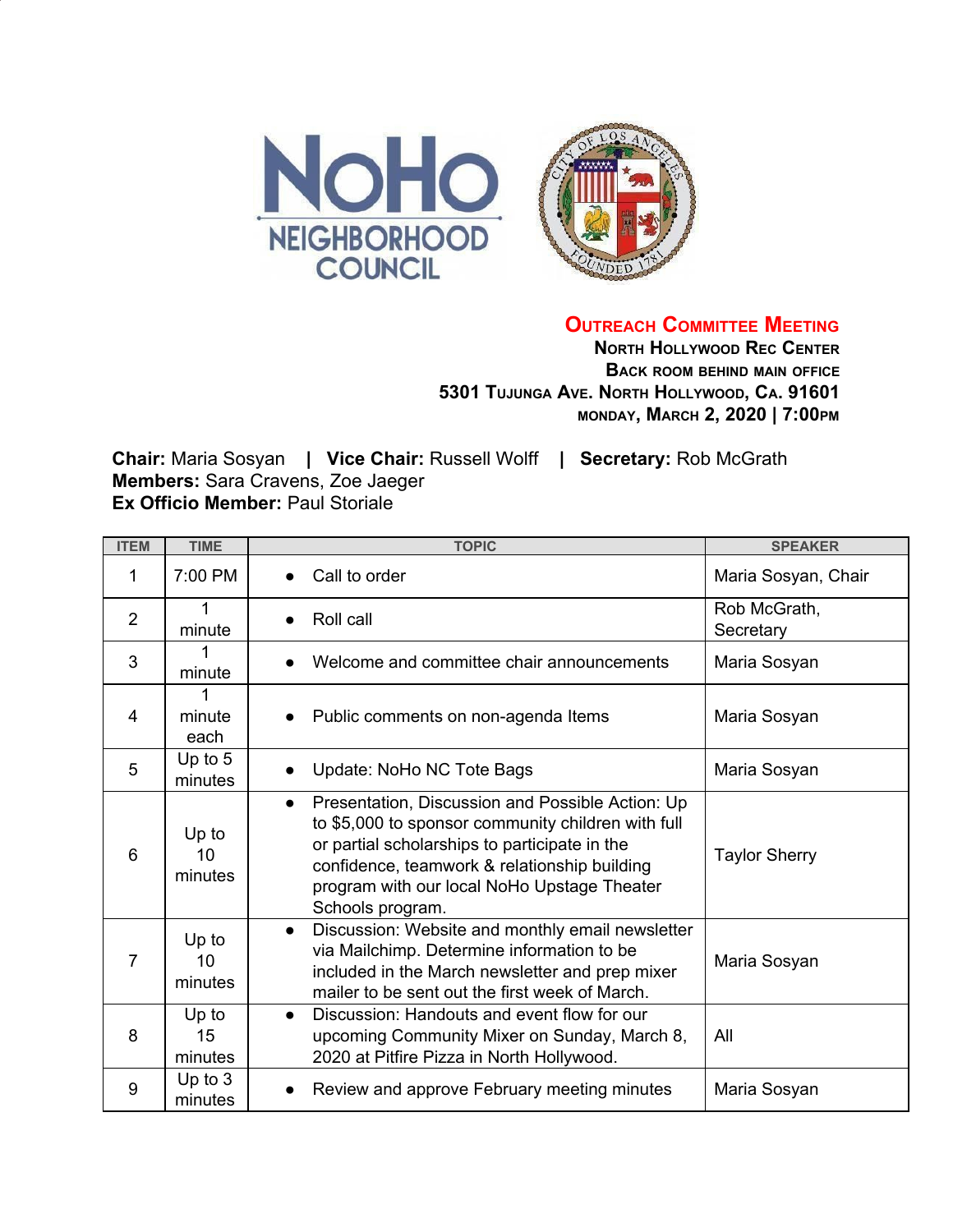# Outreach Committee Meeting

**North Hollywood Rec Center**
**Back room behind main office**
**5301 Tujunga Ave. North Hollywood, Ca. 91601**
**Monday, March 2, 2020 | 7:00pm**

**Chair:** Maria Sosyan | **Vice Chair:** Russell Wolff | **Secretary:** Rob McGrath
**Members:** Sara Cravens, Zoe Jaeger
**Ex Officio Member:** Paul Storiale

| ITEM | TIME | TOPIC | SPEAKER |
|---|---|---|---|
| 1 | 7:00 PM | • Call to order | Maria Sosyan, Chair |
| 2 | 1 minute | • Roll call | Rob McGrath, Secretary |
| 3 | 1 minute | • Welcome and committee chair announcements | Maria Sosyan |
| 4 | 1 minute each | • Public comments on non-agenda Items | Maria Sosyan |
| 5 | Up to 5 minutes | • Update: NoHo NC Tote Bags | Maria Sosyan |
| 6 | Up to 10 minutes | • Presentation, Discussion and Possible Action: Up to $5,000 to sponsor community children with full or partial scholarships to participate in the confidence, teamwork & relationship building program with our local NoHo Upstage Theater Schools program. | Taylor Sherry |
| 7 | Up to 10 minutes | • Discussion: Website and monthly email newsletter via Mailchimp. Determine information to be included in the March newsletter and prep mixer mailer to be sent out the first week of March. | Maria Sosyan |
| 8 | Up to 15 minutes | • Discussion: Handouts and event flow for our upcoming Community Mixer on Sunday, March 8, 2020 at Pitfire Pizza in North Hollywood. | All |
| 9 | Up to 3 minutes | • Review and approve February meeting minutes | Maria Sosyan |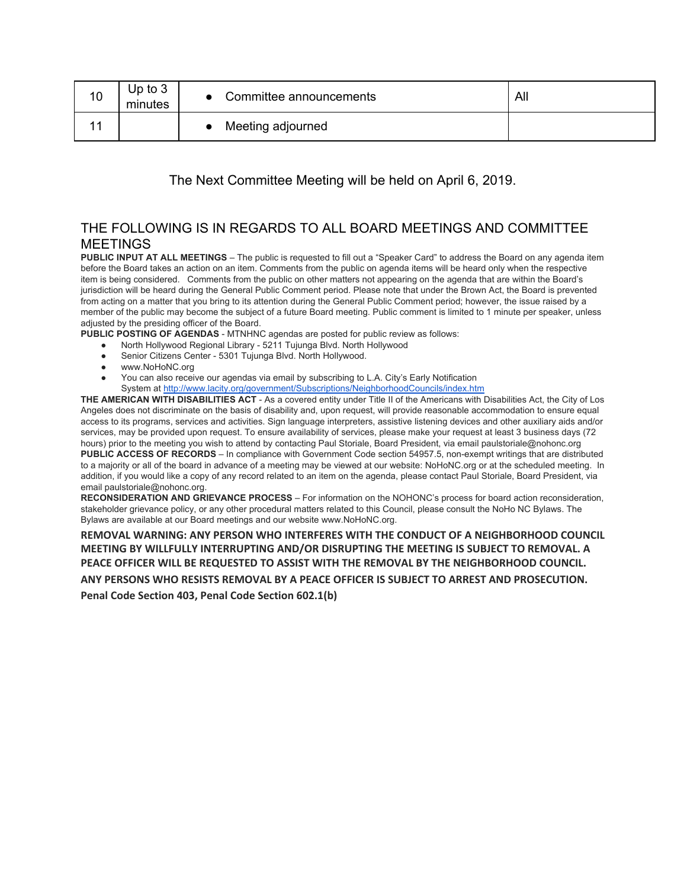| | | | |
|---|---|---|---|
| 10 | Up to 3 minutes | • Committee announcements | All |
| 11 | | • Meeting adjourned | |

The Next Committee Meeting will be held on April 6, 2019.

## THE FOLLOWING IS IN REGARDS TO ALL BOARD MEETINGS AND COMMITTEE MEETINGS

**PUBLIC INPUT AT ALL MEETINGS** – The public is requested to fill out a "Speaker Card" to address the Board on any agenda item before the Board takes an action on an item. Comments from the public on agenda items will be heard only when the respective item is being considered. Comments from the public on other matters not appearing on the agenda that are within the Board's jurisdiction will be heard during the General Public Comment period. Please note that under the Brown Act, the Board is prevented from acting on a matter that you bring to its attention during the General Public Comment period; however, the issue raised by a member of the public may become the subject of a future Board meeting. Public comment is limited to 1 minute per speaker, unless adjusted by the presiding officer of the Board.

**PUBLIC POSTING OF AGENDAS** - MTNHNC agendas are posted for public review as follows:

- North Hollywood Regional Library - 5211 Tujunga Blvd. North Hollywood
- Senior Citizens Center - 5301 Tujunga Blvd. North Hollywood.
- www.NoHoNC.org
- You can also receive our agendas via email by subscribing to L.A. City's Early Notification System at http://www.lacity.org/government/Subscriptions/NeighborhoodCouncils/index.htm

**THE AMERICAN WITH DISABILITIES ACT** - As a covered entity under Title II of the Americans with Disabilities Act, the City of Los Angeles does not discriminate on the basis of disability and, upon request, will provide reasonable accommodation to ensure equal access to its programs, services and activities. Sign language interpreters, assistive listening devices and other auxiliary aids and/or services, may be provided upon request. To ensure availability of services, please make your request at least 3 business days (72 hours) prior to the meeting you wish to attend by contacting Paul Storiale, Board President, via email paulstoriale@nohonc.org

**PUBLIC ACCESS OF RECORDS** – In compliance with Government Code section 54957.5, non-exempt writings that are distributed to a majority or all of the board in advance of a meeting may be viewed at our website: NoHoNC.org or at the scheduled meeting. In addition, if you would like a copy of any record related to an item on the agenda, please contact Paul Storiale, Board President, via email paulstoriale@nohonc.org.

**RECONSIDERATION AND GRIEVANCE PROCESS** – For information on the NOHONC's process for board action reconsideration, stakeholder grievance policy, or any other procedural matters related to this Council, please consult the NoHo NC Bylaws. The Bylaws are available at our Board meetings and our website www.NoHoNC.org.

**REMOVAL WARNING: ANY PERSON WHO INTERFERES WITH THE CONDUCT OF A NEIGHBORHOOD COUNCIL MEETING BY WILLFULLY INTERRUPTING AND/OR DISRUPTING THE MEETING IS SUBJECT TO REMOVAL. A PEACE OFFICER WILL BE REQUESTED TO ASSIST WITH THE REMOVAL BY THE NEIGHBORHOOD COUNCIL. ANY PERSONS WHO RESISTS REMOVAL BY A PEACE OFFICER IS SUBJECT TO ARREST AND PROSECUTION. Penal Code Section 403, Penal Code Section 602.1(b)**